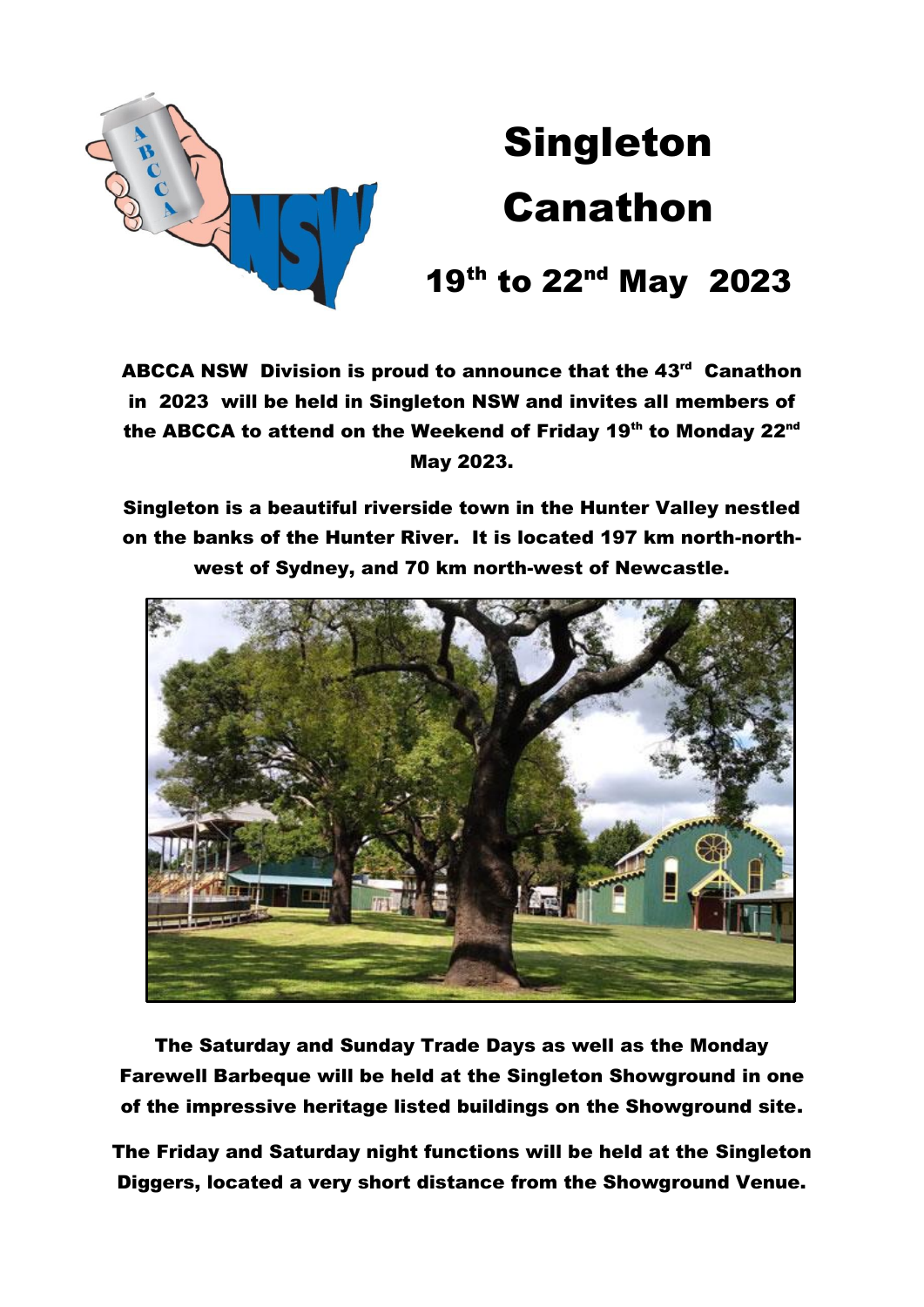# Singleton Canathon

## 19th to 22nd May 2023

**ABCCA NSW Division is proud to announce that the 43rd Canathon in 2023 will be held in Singleton NSW and invites all members of the ABCCA to attend on the Weekend of Friday 19th to Monday 22nd May 2023.**

**Singleton is a beautiful riverside town in the Hunter Valley nestled on the banks of the Hunter River. It is located 197 km north-north-west of Sydney, and 70 km north-west of Newcastle.**

**The Saturday and Sunday Trade Days as well as the Monday Farewell Barbeque will be held at the Singleton Showground in one of the impressive heritage listed buildings on the Showground site.**

**The Friday and Saturday night functions will be held at the Singleton Diggers, located a very short distance from the Showground Venue.**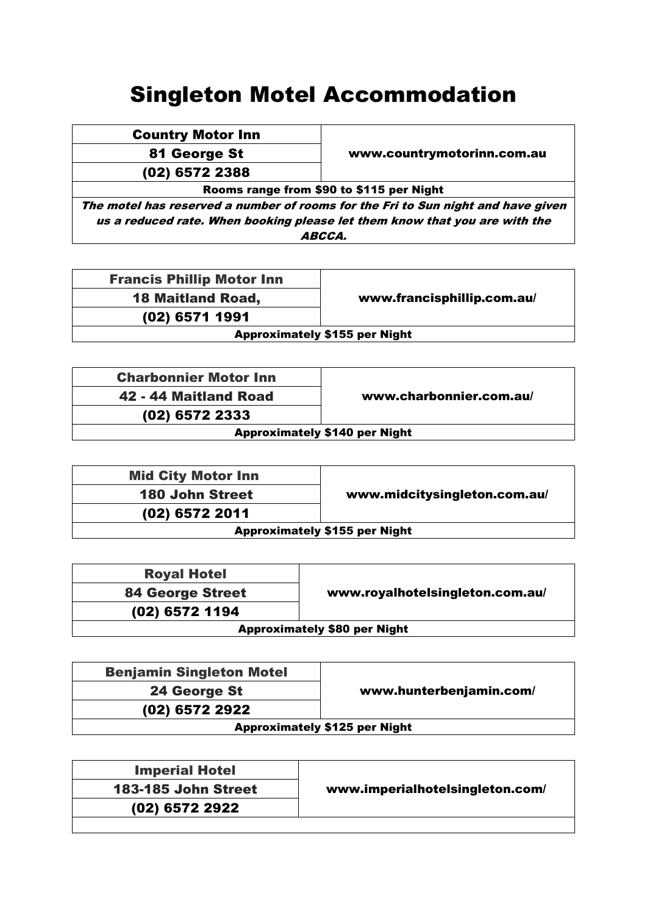# Singleton Motel Accommodation

| Country Motor Inn | www.countrymotorinn.com.au |
|---|---|
| 81 George St | |
| (02) 6572 2388 | |
| Rooms range from $90 to $115 per Night | |
| *The motel has reserved a number of rooms for the Fri to Sun night and have given us a reduced rate. When booking please let them know that you are with the ABCCA.* | |

| Francis Phillip Motor Inn | www.francisphillip.com.au/ |
|---|---|
| 18 Maitland Road, | |
| (02) 6571 1991 | |
| Approximately $155 per Night | |

| Charbonnier Motor Inn | www.charbonnier.com.au/ |
|---|---|
| 42 - 44 Maitland Road | |
| (02) 6572 2333 | |
| Approximately $140 per Night | |

| Mid City Motor Inn | www.midcitysingleton.com.au/ |
|---|---|
| 180 John Street | |
| (02) 6572 2011 | |
| Approximately $155 per Night | |

| Royal Hotel | www.royalhotelsingleton.com.au/ |
|---|---|
| 84 George Street | |
| (02) 6572 1194 | |
| Approximately $80 per Night | |

| Benjamin Singleton Motel | www.hunterbenjamin.com/ |
|---|---|
| 24 George St | |
| (02) 6572 2922 | |
| Approximately $125 per Night | |

| Imperial Hotel | www.imperialhotelsingleton.com/ |
|---|---|
| 183-185 John Street | |
| (02) 6572 2922 | |
| | |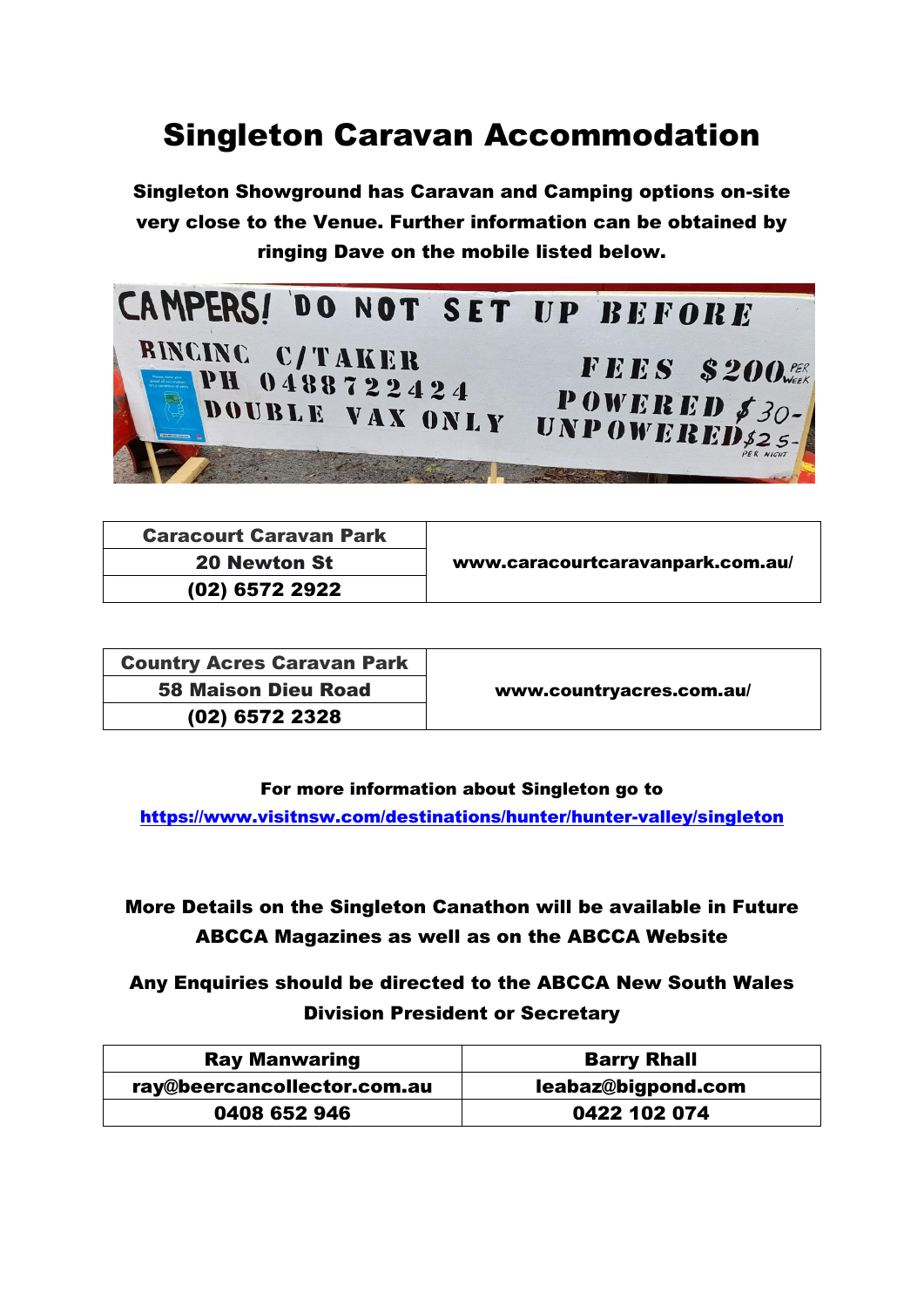# Singleton Caravan Accommodation

**Singleton Showground has Caravan and Camping options on-site very close to the Venue. Further information can be obtained by ringing Dave on the mobile listed below.**

CAMPERS! DO NOT SET UP BEFORE
RINGING C/TAKER
PH 0488722424
DOUBLE VAX ONLY
FEES $200 PER WEEK
POWERED $30-
UNPOWERED $25- PER NIGHT

| | |
|---|---|
| **Caracourt Caravan Park** | **www.caracourtcaravanpark.com.au/** |
| **20 Newton St** | |
| **(02) 6572 2922** | |

| | |
|---|---|
| **Country Acres Caravan Park** | **www.countryacres.com.au/** |
| **58 Maison Dieu Road** | |
| **(02) 6572 2328** | |

**For more information about Singleton go to**
**https://www.visitnsw.com/destinations/hunter/hunter-valley/singleton**

**More Details on the Singleton Canathon will be available in Future ABCCA Magazines as well as on the ABCCA Website**

**Any Enquiries should be directed to the ABCCA New South Wales Division President or Secretary**

| **Ray Manwaring** | **Barry Rhall** |
|---|---|
| **ray@beercancollector.com.au** | **leabaz@bigpond.com** |
| **0408 652 946** | **0422 102 074** |